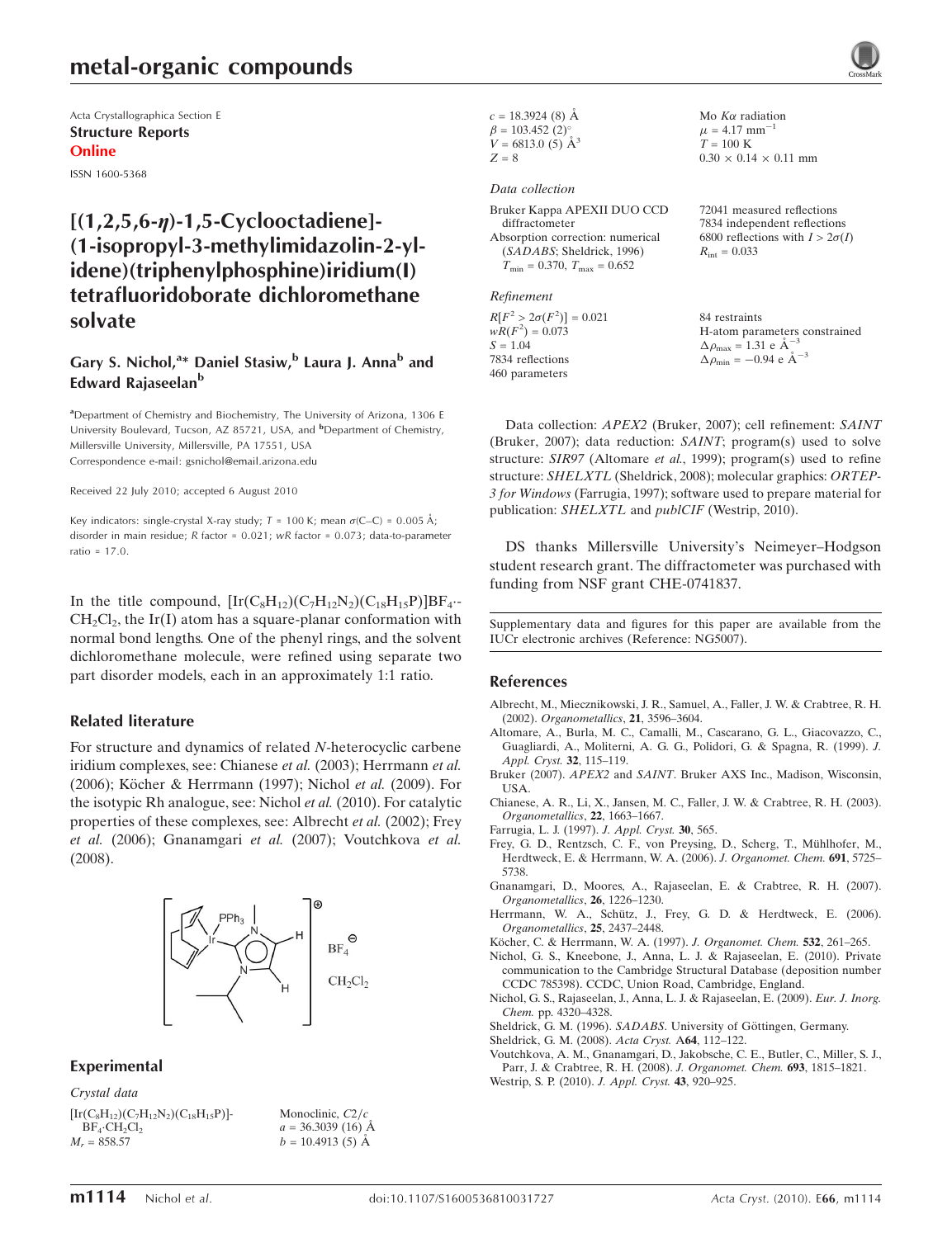# metal-organic compounds

Acta Crystallographica Section E
**Structure Reports Online**
ISSN 1600-5368

# [(1,2,5,6-η)-1,5-Cyclooctadiene]-(1-isopropyl-3-methylimidazolin-2-ylidene)(triphenylphosphine)iridium(I) tetrafluoridoborate dichloromethane solvate

**Gary S. Nichol,[a]* Daniel Stasiw,[b] Laura J. Anna[b] and Edward Rajaseelan[b]**

[a]Department of Chemistry and Biochemistry, The University of Arizona, 1306 E University Boulevard, Tucson, AZ 85721, USA, and [b]Department of Chemistry, Millersville University, Millersville, PA 17551, USA
Correspondence e-mail: gsnichol@email.arizona.edu

Received 22 July 2010; accepted 6 August 2010

Key indicators: single-crystal X-ray study; $T$ = 100 K; mean σ(C–C) = 0.005 Å; disorder in main residue; $R$ factor = 0.021; $wR$ factor = 0.073; data-to-parameter ratio = 17.0.

In the title compound, $[Ir(C_8H_{12})(C_7H_{12}N_2)(C_{18}H_{15}P)]BF_4 \cdot CH_2Cl_2$, the Ir(I) atom has a square-planar conformation with normal bond lengths. One of the phenyl rings, and the solvent dichloromethane molecule, were refined using separate two part disorder models, each in an approximately 1:1 ratio.

## Related literature

For structure and dynamics of related *N*-heterocyclic carbene iridium complexes, see: Chianese *et al.* (2003); Herrmann *et al.* (2006); Köcher & Herrmann (1997); Nichol *et al.* (2009). For the isotypic Rh analogue, see: Nichol *et al.* (2010). For catalytic properties of these complexes, see: Albrecht *et al.* (2002); Frey *et al.* (2006); Gnanamgari *et al.* (2007); Voutchkova *et al.* (2008).

## Experimental

### Crystal data

$[Ir(C_8H_{12})(C_7H_{12}N_2)(C_{18}H_{15}P)]$-$BF_4 \cdot CH_2Cl_2$
$M_r$ = 858.57
Monoclinic, $C2/c$
$a$ = 36.3039 (16) Å
$b$ = 10.4913 (5) Å
$c$ = 18.3924 (8) Å
β = 103.452 (2)°
$V$ = 6813.0 (5) Å$^3$
$Z$ = 8
Mo $K\alpha$ radiation
μ = 4.17 mm$^{-1}$
$T$ = 100 K
0.30 × 0.14 × 0.11 mm

### Data collection

Bruker Kappa APEXII DUO CCD diffractometer
Absorption correction: numerical (*SADABS*; Sheldrick, 1996)
$T_{min}$ = 0.370, $T_{max}$ = 0.652
72041 measured reflections
7834 independent reflections
6800 reflections with $I > 2\sigma(I)$
$R_{int}$ = 0.033

### Refinement

$R[F^2 > 2\sigma(F^2)]$ = 0.021
$wR(F^2)$ = 0.073
$S$ = 1.04
7834 reflections
460 parameters
84 restraints
H-atom parameters constrained
$\Delta\rho_{max}$ = 1.31 e Å$^{-3}$
$\Delta\rho_{min}$ = −0.94 e Å$^{-3}$

Data collection: *APEX2* (Bruker, 2007); cell refinement: *SAINT* (Bruker, 2007); data reduction: *SAINT*; program(s) used to solve structure: *SIR97* (Altomare *et al.*, 1999); program(s) used to refine structure: *SHELXTL* (Sheldrick, 2008); molecular graphics: *ORTEP-3 for Windows* (Farrugia, 1997); software used to prepare material for publication: *SHELXTL* and *publCIF* (Westrip, 2010).

DS thanks Millersville University's Neimeyer–Hodgson student research grant. The diffractometer was purchased with funding from NSF grant CHE-0741837.

Supplementary data and figures for this paper are available from the IUCr electronic archives (Reference: NG5007).

## References

Albrecht, M., Miecznikowski, J. R., Samuel, A., Faller, J. W. & Crabtree, R. H. (2002). *Organometallics*, **21**, 3596–3604.
Altomare, A., Burla, M. C., Camalli, M., Cascarano, G. L., Giacovazzo, C., Guagliardi, A., Moliterni, A. G. G., Polidori, G. & Spagna, R. (1999). *J. Appl. Cryst.* **32**, 115–119.
Bruker (2007). *APEX2* and *SAINT*. Bruker AXS Inc., Madison, Wisconsin, USA.
Chianese, A. R., Li, X., Jansen, M. C., Faller, J. W. & Crabtree, R. H. (2003). *Organometallics*, **22**, 1663–1667.
Farrugia, L. J. (1997). *J. Appl. Cryst.* **30**, 565.
Frey, G. D., Rentzsch, C. F., von Preysing, D., Scherg, T., Mühlhofer, M., Herdtweck, E. & Herrmann, W. A. (2006). *J. Organomet. Chem.* **691**, 5725–5738.
Gnanamgari, D., Moores, A., Rajaseelan, E. & Crabtree, R. H. (2007). *Organometallics*, **26**, 1226–1230.
Herrmann, W. A., Schütz, J., Frey, G. D. & Herdtweck, E. (2006). *Organometallics*, **25**, 2437–2448.
Köcher, C. & Herrmann, W. A. (1997). *J. Organomet. Chem.* **532**, 261–265.
Nichol, G. S., Kneebone, J., Anna, L. J. & Rajaseelan, E. (2010). Private communication to the Cambridge Structural Database (deposition number CCDC 785398). CCDC, Union Road, Cambridge, England.
Nichol, G. S., Rajaseelan, J., Anna, L. J. & Rajaseelan, E. (2009). *Eur. J. Inorg. Chem.* pp. 4320–4328.
Sheldrick, G. M. (1996). *SADABS*. University of Göttingen, Germany.
Sheldrick, G. M. (2008). *Acta Cryst.* A**64**, 112–122.
Voutchkova, A. M., Gnanamgari, D., Jakobsche, C. E., Butler, C., Miller, S. J., Parr, J. & Crabtree, R. H. (2008). *J. Organomet. Chem.* **693**, 1815–1821.
Westrip, S. P. (2010). *J. Appl. Cryst.* **43**, 920–925.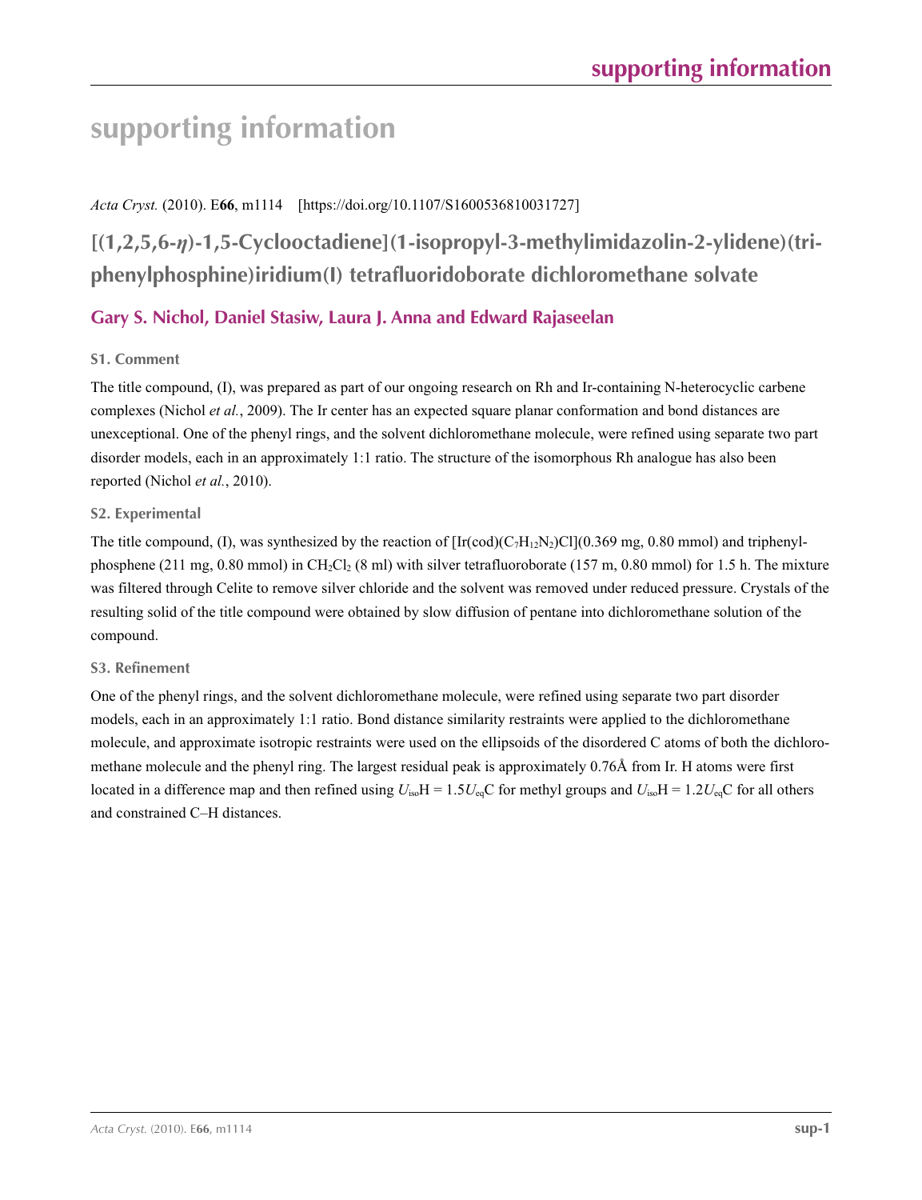# supporting information

*Acta Cryst.* (2010). E**66**, m1114 [https://doi.org/10.1107/S1600536810031727]

## [(1,2,5,6-*η*)-1,5-Cyclooctadiene](1-isopropyl-3-methylimidazolin-2-ylidene)(triphenylphosphine)iridium(I) tetrafluoridoborate dichloromethane solvate

**Gary S. Nichol, Daniel Stasiw, Laura J. Anna and Edward Rajaseelan**

### S1. Comment

The title compound, (I), was prepared as part of our ongoing research on Rh and Ir-containing N-heterocyclic carbene complexes (Nichol *et al.*, 2009). The Ir center has an expected square planar conformation and bond distances are unexceptional. One of the phenyl rings, and the solvent dichloromethane molecule, were refined using separate two part disorder models, each in an approximately 1:1 ratio. The structure of the isomorphous Rh analogue has also been reported (Nichol *et al.*, 2010).

### S2. Experimental

The title compound, (I), was synthesized by the reaction of [Ir(cod)($C_7H_{12}N_2$)Cl](0.369 mg, 0.80 mmol) and triphenylphosphene (211 mg, 0.80 mmol) in $CH_2Cl_2$ (8 ml) with silver tetrafluoroborate (157 m, 0.80 mmol) for 1.5 h. The mixture was filtered through Celite to remove silver chloride and the solvent was removed under reduced pressure. Crystals of the resulting solid of the title compound were obtained by slow diffusion of pentane into dichloromethane solution of the compound.

### S3. Refinement

One of the phenyl rings, and the solvent dichloromethane molecule, were refined using separate two part disorder models, each in an approximately 1:1 ratio. Bond distance similarity restraints were applied to the dichloromethane molecule, and approximate isotropic restraints were used on the ellipsoids of the disordered C atoms of both the dichloromethane molecule and the phenyl ring. The largest residual peak is approximately 0.76Å from Ir. H atoms were first located in a difference map and then refined using $U_{iso}$H = 1.5$U_{eq}$C for methyl groups and $U_{iso}$H = 1.2$U_{eq}$C for all others and constrained C–H distances.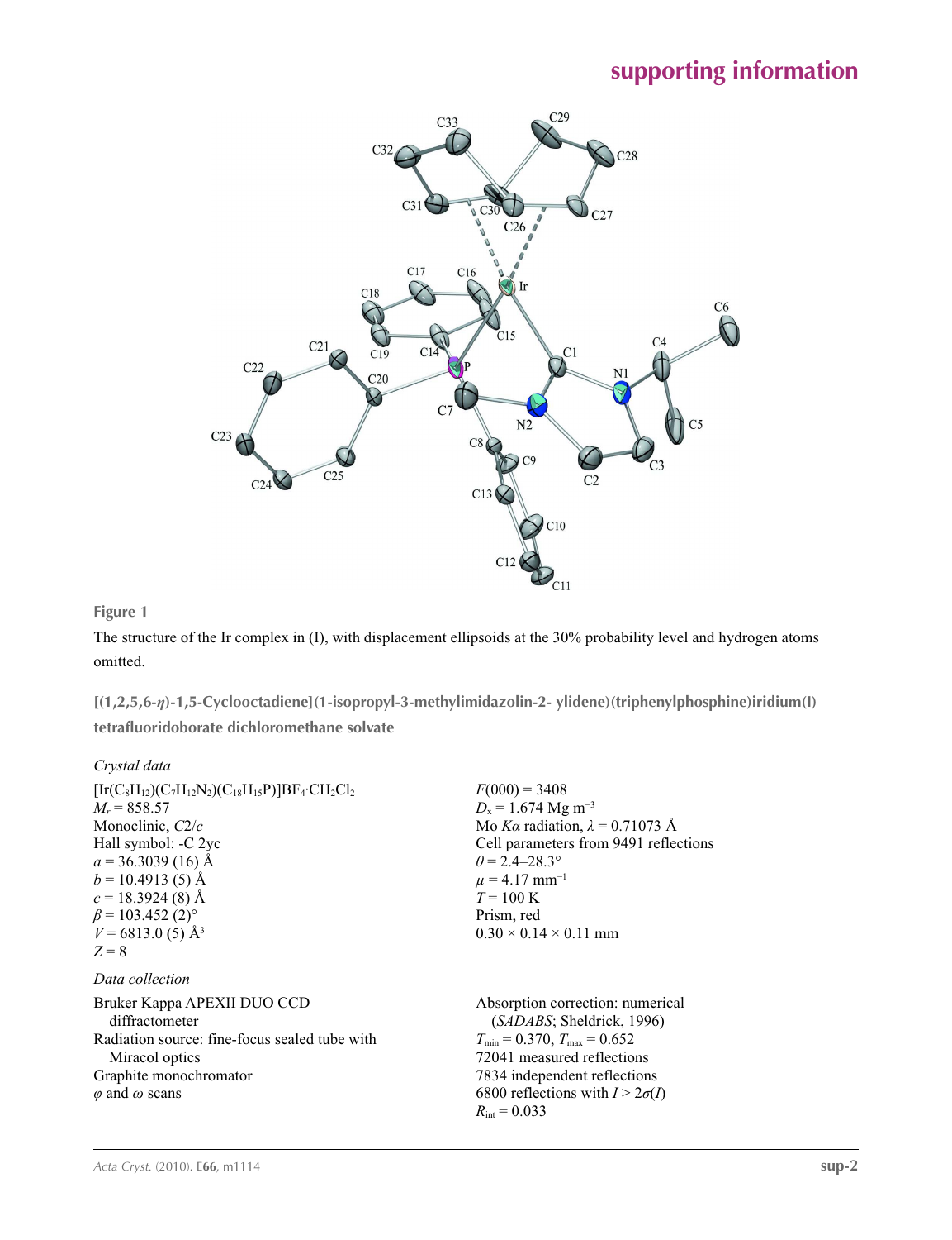**Figure 1**

The structure of the Ir complex in (I), with displacement ellipsoids at the 30% probability level and hydrogen atoms omitted.

**[(1,2,5,6-η)-1,5-Cyclooctadiene](1-isopropyl-3-methylimidazolin-2- ylidene)(triphenylphosphine)iridium(I) tetrafluoridoborate dichloromethane solvate**

*Crystal data*

$[Ir(C_8H_{12})(C_7H_{12}N_2)(C_{18}H_{15}P)]BF_4 \cdot CH_2Cl_2$
$M_r = 858.57$
Monoclinic, $C2/c$
Hall symbol: -C 2yc
$a = 36.3039$ (16) Å
$b = 10.4913$ (5) Å
$c = 18.3924$ (8) Å
$\beta = 103.452$ (2)°
$V = 6813.0$ (5) Å$^3$
$Z = 8$

$F(000) = 3408$
$D_x = 1.674$ Mg m$^{-3}$
Mo $K\alpha$ radiation, $\lambda = 0.71073$ Å
Cell parameters from 9491 reflections
$\theta = 2.4$–$28.3$°
$\mu = 4.17$ mm$^{-1}$
$T = 100$ K
Prism, red
$0.30 \times 0.14 \times 0.11$ mm

*Data collection*

Bruker Kappa APEXII DUO CCD diffractometer
Radiation source: fine-focus sealed tube with Miracol optics
Graphite monochromator
$\varphi$ and $\omega$ scans

Absorption correction: numerical (*SADABS*; Sheldrick, 1996)
$T_{min} = 0.370$, $T_{max} = 0.652$
72041 measured reflections
7834 independent reflections
6800 reflections with $I > 2\sigma(I)$
$R_{int} = 0.033$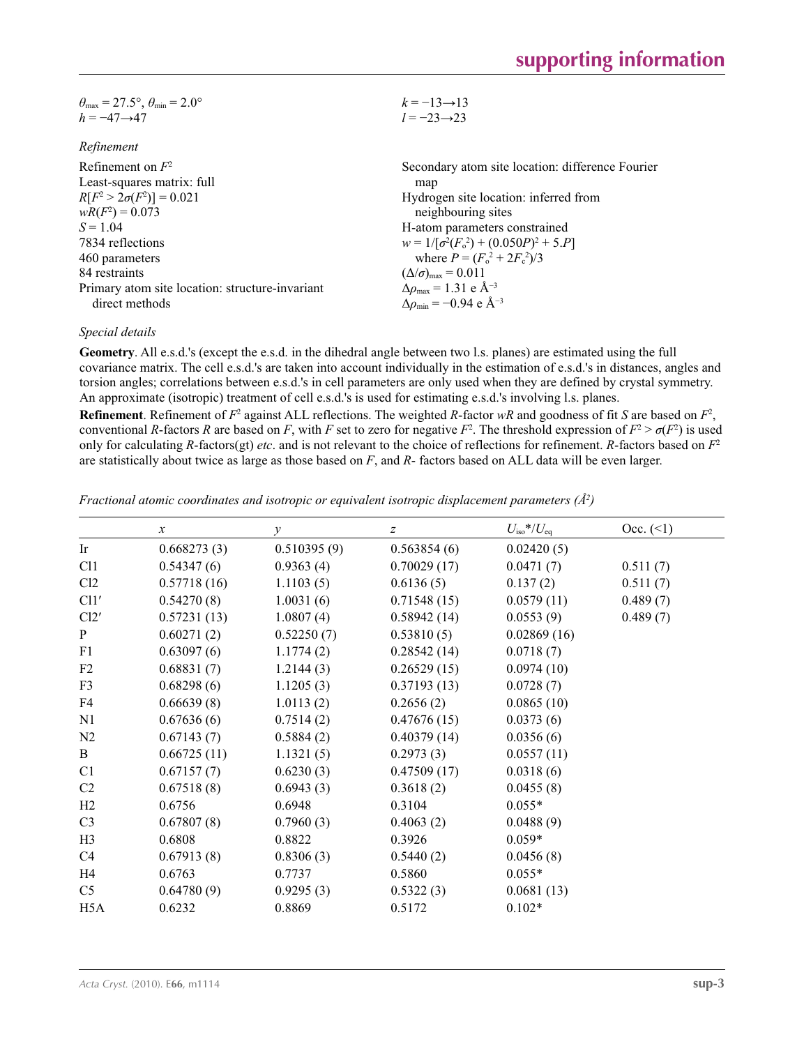$\theta_{max} = 27.5°$, $\theta_{min} = 2.0°$
$h = -47 \rightarrow 47$
$k = -13 \rightarrow 13$
$l = -23 \rightarrow 23$

*Refinement*

Refinement on $F^2$
Least-squares matrix: full
$R[F^2 > 2\sigma(F^2)] = 0.021$
$wR(F^2) = 0.073$
$S = 1.04$
7834 reflections
460 parameters
84 restraints
Primary atom site location: structure-invariant direct methods
Secondary atom site location: difference Fourier map
Hydrogen site location: inferred from neighbouring sites
H-atom parameters constrained
$w = 1/[\sigma^2(F_o^2) + (0.050P)^2 + 5.P]$
where $P = (F_o^2 + 2F_c^2)/3$
$(\Delta/\sigma)_{max} = 0.011$
$\Delta\rho_{max} = 1.31$ e Å$^{-3}$
$\Delta\rho_{min} = -0.94$ e Å$^{-3}$

*Special details*

**Geometry**. All e.s.d.'s (except the e.s.d. in the dihedral angle between two l.s. planes) are estimated using the full covariance matrix. The cell e.s.d.'s are taken into account individually in the estimation of e.s.d.'s in distances, angles and torsion angles; correlations between e.s.d.'s in cell parameters are only used when they are defined by crystal symmetry. An approximate (isotropic) treatment of cell e.s.d.'s is used for estimating e.s.d.'s involving l.s. planes.

**Refinement**. Refinement of $F^2$ against ALL reflections. The weighted $R$-factor $wR$ and goodness of fit $S$ are based on $F^2$, conventional $R$-factors $R$ are based on $F$, with $F$ set to zero for negative $F^2$. The threshold expression of $F^2 > \sigma(F^2)$ is used only for calculating $R$-factors(gt) *etc*. and is not relevant to the choice of reflections for refinement. $R$-factors based on $F^2$ are statistically about twice as large as those based on $F$, and $R$- factors based on ALL data will be even larger.

*Fractional atomic coordinates and isotropic or equivalent isotropic displacement parameters (Å$^2$)*

| | $x$ | $y$ | $z$ | $U_{iso}$\*/$U_{eq}$ | Occ. (<1) |
|---|---|---|---|---|---|
| Ir | 0.668273 (3) | 0.510395 (9) | 0.563854 (6) | 0.02420 (5) | |
| Cl1 | 0.54347 (6) | 0.9363 (4) | 0.70029 (17) | 0.0471 (7) | 0.511 (7) |
| Cl2 | 0.57718 (16) | 1.1103 (5) | 0.6136 (5) | 0.137 (2) | 0.511 (7) |
| Cl1′ | 0.54270 (8) | 1.0031 (6) | 0.71548 (15) | 0.0579 (11) | 0.489 (7) |
| Cl2′ | 0.57231 (13) | 1.0807 (4) | 0.58942 (14) | 0.0553 (9) | 0.489 (7) |
| P | 0.60271 (2) | 0.52250 (7) | 0.53810 (5) | 0.02869 (16) | |
| F1 | 0.63097 (6) | 1.1774 (2) | 0.28542 (14) | 0.0718 (7) | |
| F2 | 0.68831 (7) | 1.2144 (3) | 0.26529 (15) | 0.0974 (10) | |
| F3 | 0.68298 (6) | 1.1205 (3) | 0.37193 (13) | 0.0728 (7) | |
| F4 | 0.66639 (8) | 1.0113 (2) | 0.2656 (2) | 0.0865 (10) | |
| N1 | 0.67636 (6) | 0.7514 (2) | 0.47676 (15) | 0.0373 (6) | |
| N2 | 0.67143 (7) | 0.5884 (2) | 0.40379 (14) | 0.0356 (6) | |
| B | 0.66725 (11) | 1.1321 (5) | 0.2973 (3) | 0.0557 (11) | |
| C1 | 0.67157 (7) | 0.6230 (3) | 0.47509 (17) | 0.0318 (6) | |
| C2 | 0.67518 (8) | 0.6943 (3) | 0.3618 (2) | 0.0455 (8) | |
| H2 | 0.6756 | 0.6948 | 0.3104 | 0.055\* | |
| C3 | 0.67807 (8) | 0.7960 (3) | 0.4063 (2) | 0.0488 (9) | |
| H3 | 0.6808 | 0.8822 | 0.3926 | 0.059\* | |
| C4 | 0.67913 (8) | 0.8306 (3) | 0.5440 (2) | 0.0456 (8) | |
| H4 | 0.6763 | 0.7737 | 0.5860 | 0.055\* | |
| C5 | 0.64780 (9) | 0.9295 (3) | 0.5322 (3) | 0.0681 (13) | |
| H5A | 0.6232 | 0.8869 | 0.5172 | 0.102\* | |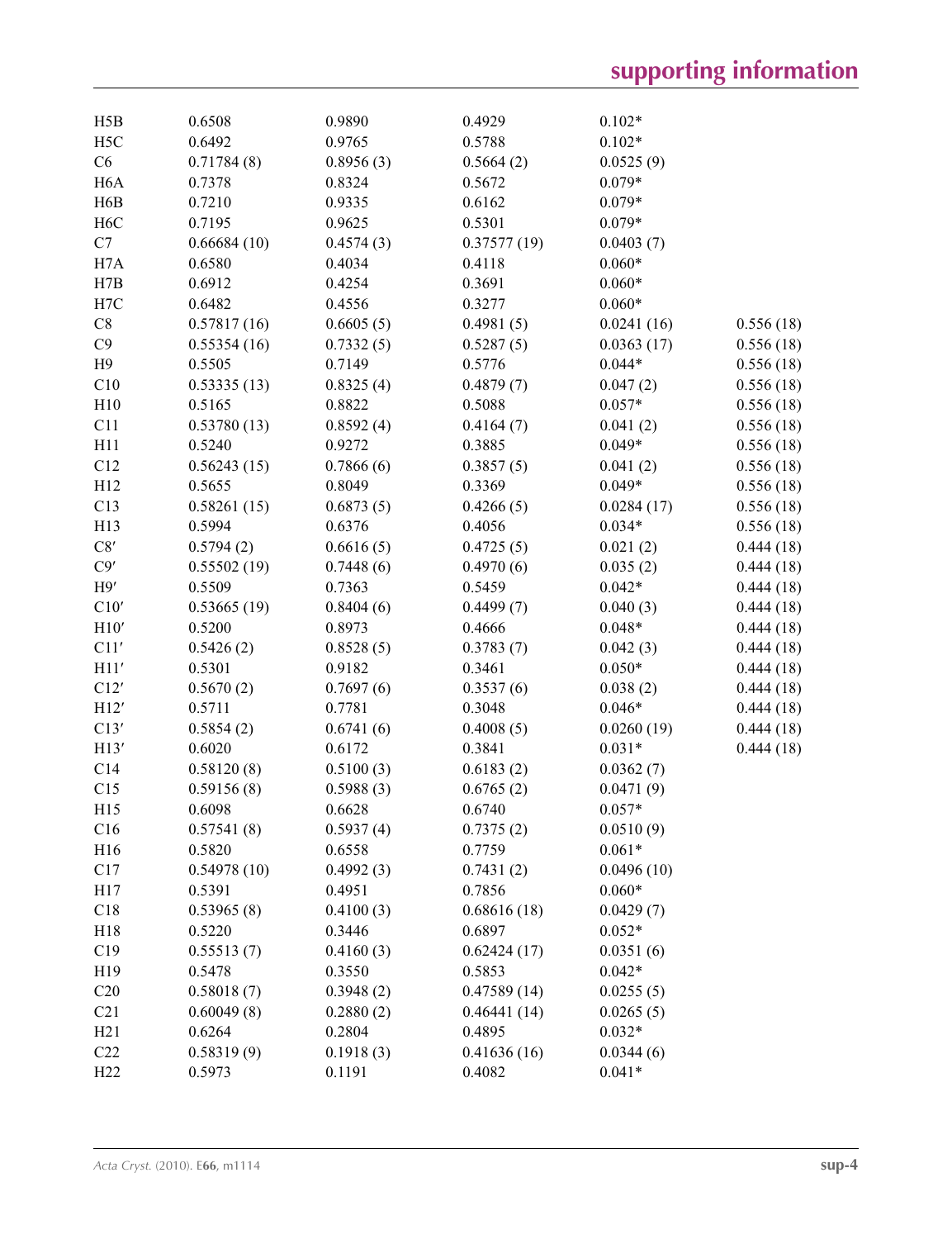| | | | | | |
|---|---|---|---|---|---|
| H5B | 0.6508 | 0.9890 | 0.4929 | 0.102* | |
| H5C | 0.6492 | 0.9765 | 0.5788 | 0.102* | |
| C6 | 0.71784 (8) | 0.8956 (3) | 0.5664 (2) | 0.0525 (9) | |
| H6A | 0.7378 | 0.8324 | 0.5672 | 0.079* | |
| H6B | 0.7210 | 0.9335 | 0.6162 | 0.079* | |
| H6C | 0.7195 | 0.9625 | 0.5301 | 0.079* | |
| C7 | 0.66684 (10) | 0.4574 (3) | 0.37577 (19) | 0.0403 (7) | |
| H7A | 0.6580 | 0.4034 | 0.4118 | 0.060* | |
| H7B | 0.6912 | 0.4254 | 0.3691 | 0.060* | |
| H7C | 0.6482 | 0.4556 | 0.3277 | 0.060* | |
| C8 | 0.57817 (16) | 0.6605 (5) | 0.4981 (5) | 0.0241 (16) | 0.556 (18) |
| C9 | 0.55354 (16) | 0.7332 (5) | 0.5287 (5) | 0.0363 (17) | 0.556 (18) |
| H9 | 0.5505 | 0.7149 | 0.5776 | 0.044* | 0.556 (18) |
| C10 | 0.53335 (13) | 0.8325 (4) | 0.4879 (7) | 0.047 (2) | 0.556 (18) |
| H10 | 0.5165 | 0.8822 | 0.5088 | 0.057* | 0.556 (18) |
| C11 | 0.53780 (13) | 0.8592 (4) | 0.4164 (7) | 0.041 (2) | 0.556 (18) |
| H11 | 0.5240 | 0.9272 | 0.3885 | 0.049* | 0.556 (18) |
| C12 | 0.56243 (15) | 0.7866 (6) | 0.3857 (5) | 0.041 (2) | 0.556 (18) |
| H12 | 0.5655 | 0.8049 | 0.3369 | 0.049* | 0.556 (18) |
| C13 | 0.58261 (15) | 0.6873 (5) | 0.4266 (5) | 0.0284 (17) | 0.556 (18) |
| H13 | 0.5994 | 0.6376 | 0.4056 | 0.034* | 0.556 (18) |
| C8′ | 0.5794 (2) | 0.6616 (5) | 0.4725 (5) | 0.021 (2) | 0.444 (18) |
| C9′ | 0.55502 (19) | 0.7448 (6) | 0.4970 (6) | 0.035 (2) | 0.444 (18) |
| H9′ | 0.5509 | 0.7363 | 0.5459 | 0.042* | 0.444 (18) |
| C10′ | 0.53665 (19) | 0.8404 (6) | 0.4499 (7) | 0.040 (3) | 0.444 (18) |
| H10′ | 0.5200 | 0.8973 | 0.4666 | 0.048* | 0.444 (18) |
| C11′ | 0.5426 (2) | 0.8528 (5) | 0.3783 (7) | 0.042 (3) | 0.444 (18) |
| H11′ | 0.5301 | 0.9182 | 0.3461 | 0.050* | 0.444 (18) |
| C12′ | 0.5670 (2) | 0.7697 (6) | 0.3537 (6) | 0.038 (2) | 0.444 (18) |
| H12′ | 0.5711 | 0.7781 | 0.3048 | 0.046* | 0.444 (18) |
| C13′ | 0.5854 (2) | 0.6741 (6) | 0.4008 (5) | 0.0260 (19) | 0.444 (18) |
| H13′ | 0.6020 | 0.6172 | 0.3841 | 0.031* | 0.444 (18) |
| C14 | 0.58120 (8) | 0.5100 (3) | 0.6183 (2) | 0.0362 (7) | |
| C15 | 0.59156 (8) | 0.5988 (3) | 0.6765 (2) | 0.0471 (9) | |
| H15 | 0.6098 | 0.6628 | 0.6740 | 0.057* | |
| C16 | 0.57541 (8) | 0.5937 (4) | 0.7375 (2) | 0.0510 (9) | |
| H16 | 0.5820 | 0.6558 | 0.7759 | 0.061* | |
| C17 | 0.54978 (10) | 0.4992 (3) | 0.7431 (2) | 0.0496 (10) | |
| H17 | 0.5391 | 0.4951 | 0.7856 | 0.060* | |
| C18 | 0.53965 (8) | 0.4100 (3) | 0.68616 (18) | 0.0429 (7) | |
| H18 | 0.5220 | 0.3446 | 0.6897 | 0.052* | |
| C19 | 0.55513 (7) | 0.4160 (3) | 0.62424 (17) | 0.0351 (6) | |
| H19 | 0.5478 | 0.3550 | 0.5853 | 0.042* | |
| C20 | 0.58018 (7) | 0.3948 (2) | 0.47589 (14) | 0.0255 (5) | |
| C21 | 0.60049 (8) | 0.2880 (2) | 0.46441 (14) | 0.0265 (5) | |
| H21 | 0.6264 | 0.2804 | 0.4895 | 0.032* | |
| C22 | 0.58319 (9) | 0.1918 (3) | 0.41636 (16) | 0.0344 (6) | |
| H22 | 0.5973 | 0.1191 | 0.4082 | 0.041* | |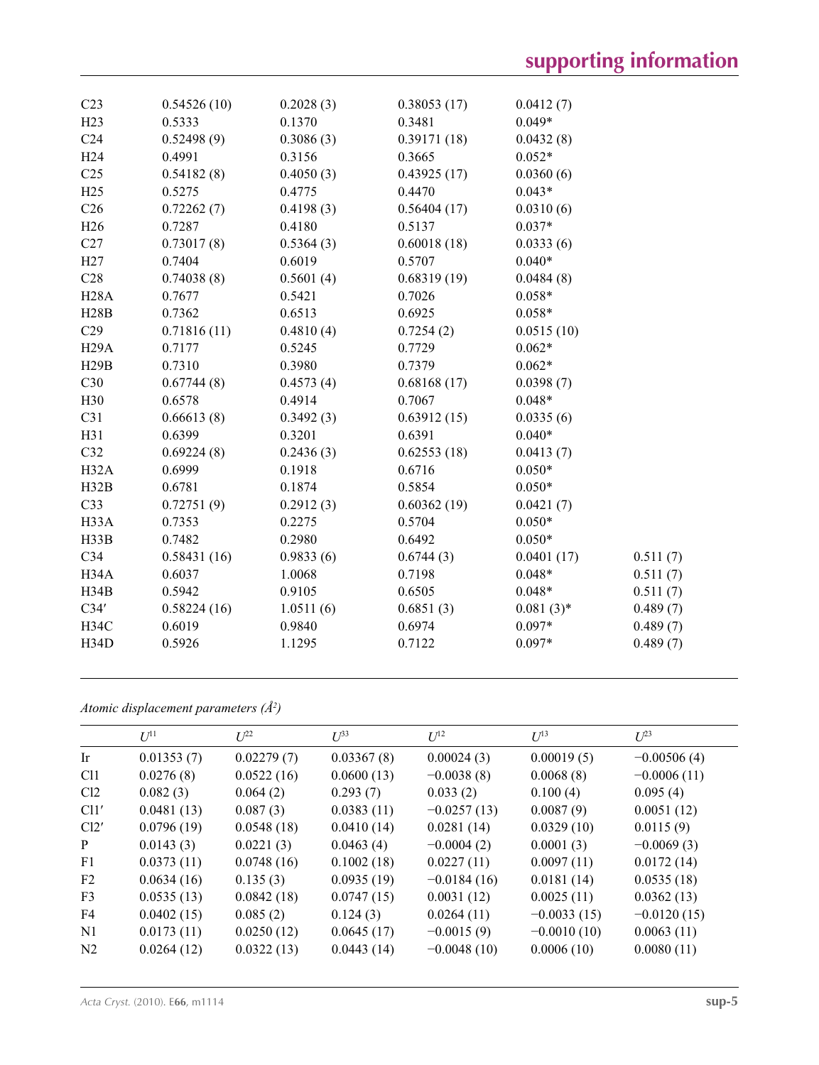| | | | | | |
|---|---|---|---|---|---|
| C23 | 0.54526 (10) | 0.2028 (3) | 0.38053 (17) | 0.0412 (7) | |
| H23 | 0.5333 | 0.1370 | 0.3481 | 0.049* | |
| C24 | 0.52498 (9) | 0.3086 (3) | 0.39171 (18) | 0.0432 (8) | |
| H24 | 0.4991 | 0.3156 | 0.3665 | 0.052* | |
| C25 | 0.54182 (8) | 0.4050 (3) | 0.43925 (17) | 0.0360 (6) | |
| H25 | 0.5275 | 0.4775 | 0.4470 | 0.043* | |
| C26 | 0.72262 (7) | 0.4198 (3) | 0.56404 (17) | 0.0310 (6) | |
| H26 | 0.7287 | 0.4180 | 0.5137 | 0.037* | |
| C27 | 0.73017 (8) | 0.5364 (3) | 0.60018 (18) | 0.0333 (6) | |
| H27 | 0.7404 | 0.6019 | 0.5707 | 0.040* | |
| C28 | 0.74038 (8) | 0.5601 (4) | 0.68319 (19) | 0.0484 (8) | |
| H28A | 0.7677 | 0.5421 | 0.7026 | 0.058* | |
| H28B | 0.7362 | 0.6513 | 0.6925 | 0.058* | |
| C29 | 0.71816 (11) | 0.4810 (4) | 0.7254 (2) | 0.0515 (10) | |
| H29A | 0.7177 | 0.5245 | 0.7729 | 0.062* | |
| H29B | 0.7310 | 0.3980 | 0.7379 | 0.062* | |
| C30 | 0.67744 (8) | 0.4573 (4) | 0.68168 (17) | 0.0398 (7) | |
| H30 | 0.6578 | 0.4914 | 0.7067 | 0.048* | |
| C31 | 0.66613 (8) | 0.3492 (3) | 0.63912 (15) | 0.0335 (6) | |
| H31 | 0.6399 | 0.3201 | 0.6391 | 0.040* | |
| C32 | 0.69224 (8) | 0.2436 (3) | 0.62553 (18) | 0.0413 (7) | |
| H32A | 0.6999 | 0.1918 | 0.6716 | 0.050* | |
| H32B | 0.6781 | 0.1874 | 0.5854 | 0.050* | |
| C33 | 0.72751 (9) | 0.2912 (3) | 0.60362 (19) | 0.0421 (7) | |
| H33A | 0.7353 | 0.2275 | 0.5704 | 0.050* | |
| H33B | 0.7482 | 0.2980 | 0.6492 | 0.050* | |
| C34 | 0.58431 (16) | 0.9833 (6) | 0.6744 (3) | 0.0401 (17) | 0.511 (7) |
| H34A | 0.6037 | 1.0068 | 0.7198 | 0.048* | 0.511 (7) |
| H34B | 0.5942 | 0.9105 | 0.6505 | 0.048* | 0.511 (7) |
| C34′ | 0.58224 (16) | 1.0511 (6) | 0.6851 (3) | 0.081 (3)* | 0.489 (7) |
| H34C | 0.6019 | 0.9840 | 0.6974 | 0.097* | 0.489 (7) |
| H34D | 0.5926 | 1.1295 | 0.7122 | 0.097* | 0.489 (7) |

*Atomic displacement parameters (Å²)*

| | $U^{11}$ | $U^{22}$ | $U^{33}$ | $U^{12}$ | $U^{13}$ | $U^{23}$ |
|---|---|---|---|---|---|---|
| Ir | 0.01353 (7) | 0.02279 (7) | 0.03367 (8) | 0.00024 (3) | 0.00019 (5) | −0.00506 (4) |
| Cl1 | 0.0276 (8) | 0.0522 (16) | 0.0600 (13) | −0.0038 (8) | 0.0068 (8) | −0.0006 (11) |
| Cl2 | 0.082 (3) | 0.064 (2) | 0.293 (7) | 0.033 (2) | 0.100 (4) | 0.095 (4) |
| Cl1′ | 0.0481 (13) | 0.087 (3) | 0.0383 (11) | −0.0257 (13) | 0.0087 (9) | 0.0051 (12) |
| Cl2′ | 0.0796 (19) | 0.0548 (18) | 0.0410 (14) | 0.0281 (14) | 0.0329 (10) | 0.0115 (9) |
| P | 0.0143 (3) | 0.0221 (3) | 0.0463 (4) | −0.0004 (2) | 0.0001 (3) | −0.0069 (3) |
| F1 | 0.0373 (11) | 0.0748 (16) | 0.1002 (18) | 0.0227 (11) | 0.0097 (11) | 0.0172 (14) |
| F2 | 0.0634 (16) | 0.135 (3) | 0.0935 (19) | −0.0184 (16) | 0.0181 (14) | 0.0535 (18) |
| F3 | 0.0535 (13) | 0.0842 (18) | 0.0747 (15) | 0.0031 (12) | 0.0025 (11) | 0.0362 (13) |
| F4 | 0.0402 (15) | 0.085 (2) | 0.124 (3) | 0.0264 (11) | −0.0033 (15) | −0.0120 (15) |
| N1 | 0.0173 (11) | 0.0250 (12) | 0.0645 (17) | −0.0015 (9) | −0.0010 (10) | 0.0063 (11) |
| N2 | 0.0264 (12) | 0.0322 (13) | 0.0443 (14) | −0.0048 (10) | 0.0006 (10) | 0.0080 (11) |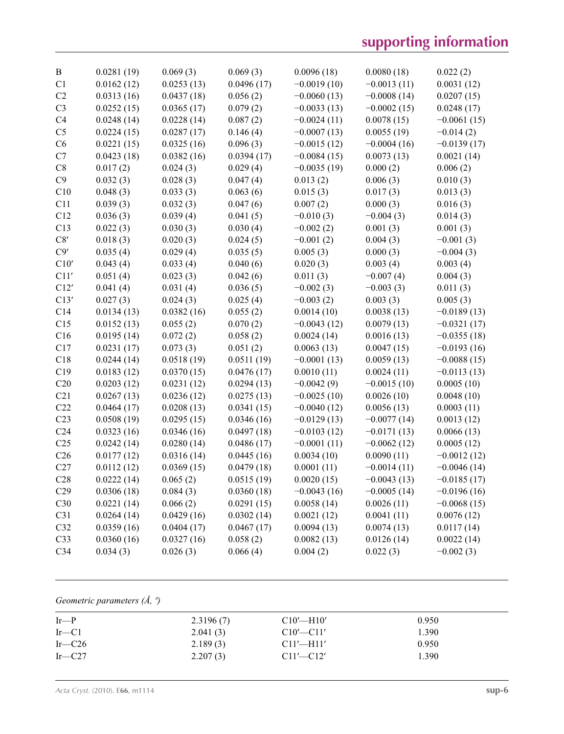| | | | | | | |
|---|---|---|---|---|---|---|
| B | 0.0281 (19) | 0.069 (3) | 0.069 (3) | 0.0096 (18) | 0.0080 (18) | 0.022 (2) |
| C1 | 0.0162 (12) | 0.0253 (13) | 0.0496 (17) | −0.0019 (10) | −0.0013 (11) | 0.0031 (12) |
| C2 | 0.0313 (16) | 0.0437 (18) | 0.056 (2) | −0.0060 (13) | −0.0008 (14) | 0.0207 (15) |
| C3 | 0.0252 (15) | 0.0365 (17) | 0.079 (2) | −0.0033 (13) | −0.0002 (15) | 0.0248 (17) |
| C4 | 0.0248 (14) | 0.0228 (14) | 0.087 (2) | −0.0024 (11) | 0.0078 (15) | −0.0061 (15) |
| C5 | 0.0224 (15) | 0.0287 (17) | 0.146 (4) | −0.0007 (13) | 0.0055 (19) | −0.014 (2) |
| C6 | 0.0221 (15) | 0.0325 (16) | 0.096 (3) | −0.0015 (12) | −0.0004 (16) | −0.0139 (17) |
| C7 | 0.0423 (18) | 0.0382 (16) | 0.0394 (17) | −0.0084 (15) | 0.0073 (13) | 0.0021 (14) |
| C8 | 0.017 (2) | 0.024 (3) | 0.029 (4) | −0.0035 (19) | 0.000 (2) | 0.006 (2) |
| C9 | 0.032 (3) | 0.028 (3) | 0.047 (4) | 0.013 (2) | 0.006 (3) | 0.010 (3) |
| C10 | 0.048 (3) | 0.033 (3) | 0.063 (6) | 0.015 (3) | 0.017 (3) | 0.013 (3) |
| C11 | 0.039 (3) | 0.032 (3) | 0.047 (6) | 0.007 (2) | 0.000 (3) | 0.016 (3) |
| C12 | 0.036 (3) | 0.039 (4) | 0.041 (5) | −0.010 (3) | −0.004 (3) | 0.014 (3) |
| C13 | 0.022 (3) | 0.030 (3) | 0.030 (4) | −0.002 (2) | 0.001 (3) | 0.001 (3) |
| C8′ | 0.018 (3) | 0.020 (3) | 0.024 (5) | −0.001 (2) | 0.004 (3) | −0.001 (3) |
| C9′ | 0.035 (4) | 0.029 (4) | 0.035 (5) | 0.005 (3) | 0.000 (3) | −0.004 (3) |
| C10′ | 0.043 (4) | 0.033 (4) | 0.040 (6) | 0.020 (3) | 0.003 (4) | 0.003 (4) |
| C11′ | 0.051 (4) | 0.023 (3) | 0.042 (6) | 0.011 (3) | −0.007 (4) | 0.004 (3) |
| C12′ | 0.041 (4) | 0.031 (4) | 0.036 (5) | −0.002 (3) | −0.003 (3) | 0.011 (3) |
| C13′ | 0.027 (3) | 0.024 (3) | 0.025 (4) | −0.003 (2) | 0.003 (3) | 0.005 (3) |
| C14 | 0.0134 (13) | 0.0382 (16) | 0.055 (2) | 0.0014 (10) | 0.0038 (13) | −0.0189 (13) |
| C15 | 0.0152 (13) | 0.055 (2) | 0.070 (2) | −0.0043 (12) | 0.0079 (13) | −0.0321 (17) |
| C16 | 0.0195 (14) | 0.072 (2) | 0.058 (2) | 0.0024 (14) | 0.0016 (13) | −0.0355 (18) |
| C17 | 0.0231 (17) | 0.073 (3) | 0.051 (2) | 0.0063 (13) | 0.0047 (15) | −0.0193 (16) |
| C18 | 0.0244 (14) | 0.0518 (19) | 0.0511 (19) | −0.0001 (13) | 0.0059 (13) | −0.0088 (15) |
| C19 | 0.0183 (12) | 0.0370 (15) | 0.0476 (17) | 0.0010 (11) | 0.0024 (11) | −0.0113 (13) |
| C20 | 0.0203 (12) | 0.0231 (12) | 0.0294 (13) | −0.0042 (9) | −0.0015 (10) | 0.0005 (10) |
| C21 | 0.0267 (13) | 0.0236 (12) | 0.0275 (13) | −0.0025 (10) | 0.0026 (10) | 0.0048 (10) |
| C22 | 0.0464 (17) | 0.0208 (13) | 0.0341 (15) | −0.0040 (12) | 0.0056 (13) | 0.0003 (11) |
| C23 | 0.0508 (19) | 0.0295 (15) | 0.0346 (16) | −0.0129 (13) | −0.0077 (14) | 0.0013 (12) |
| C24 | 0.0323 (16) | 0.0346 (16) | 0.0497 (18) | −0.0103 (12) | −0.0171 (13) | 0.0066 (13) |
| C25 | 0.0242 (14) | 0.0280 (14) | 0.0486 (17) | −0.0001 (11) | −0.0062 (12) | 0.0005 (12) |
| C26 | 0.0177 (12) | 0.0316 (14) | 0.0445 (16) | 0.0034 (10) | 0.0090 (11) | −0.0012 (12) |
| C27 | 0.0112 (12) | 0.0369 (15) | 0.0479 (18) | 0.0001 (11) | −0.0014 (11) | −0.0046 (14) |
| C28 | 0.0222 (14) | 0.065 (2) | 0.0515 (19) | 0.0020 (15) | −0.0043 (13) | −0.0185 (17) |
| C29 | 0.0306 (18) | 0.084 (3) | 0.0360 (18) | −0.0043 (16) | −0.0005 (14) | −0.0196 (16) |
| C30 | 0.0221 (14) | 0.066 (2) | 0.0291 (15) | 0.0058 (14) | 0.0026 (11) | −0.0068 (15) |
| C31 | 0.0264 (14) | 0.0429 (16) | 0.0302 (14) | 0.0021 (12) | 0.0041 (11) | 0.0076 (12) |
| C32 | 0.0359 (16) | 0.0404 (17) | 0.0467 (17) | 0.0094 (13) | 0.0074 (13) | 0.0117 (14) |
| C33 | 0.0360 (16) | 0.0327 (16) | 0.058 (2) | 0.0082 (13) | 0.0126 (14) | 0.0022 (14) |
| C34 | 0.034 (3) | 0.026 (3) | 0.066 (4) | 0.004 (2) | 0.022 (3) | −0.002 (3) |

*Geometric parameters (Å, º)*

| | | | |
|---|---|---|---|
| Ir—P | 2.3196 (7) | C10′—H10′ | 0.950 |
| Ir—C1 | 2.041 (3) | C10′—C11′ | 1.390 |
| Ir—C26 | 2.189 (3) | C11′—H11′ | 0.950 |
| Ir—C27 | 2.207 (3) | C11′—C12′ | 1.390 |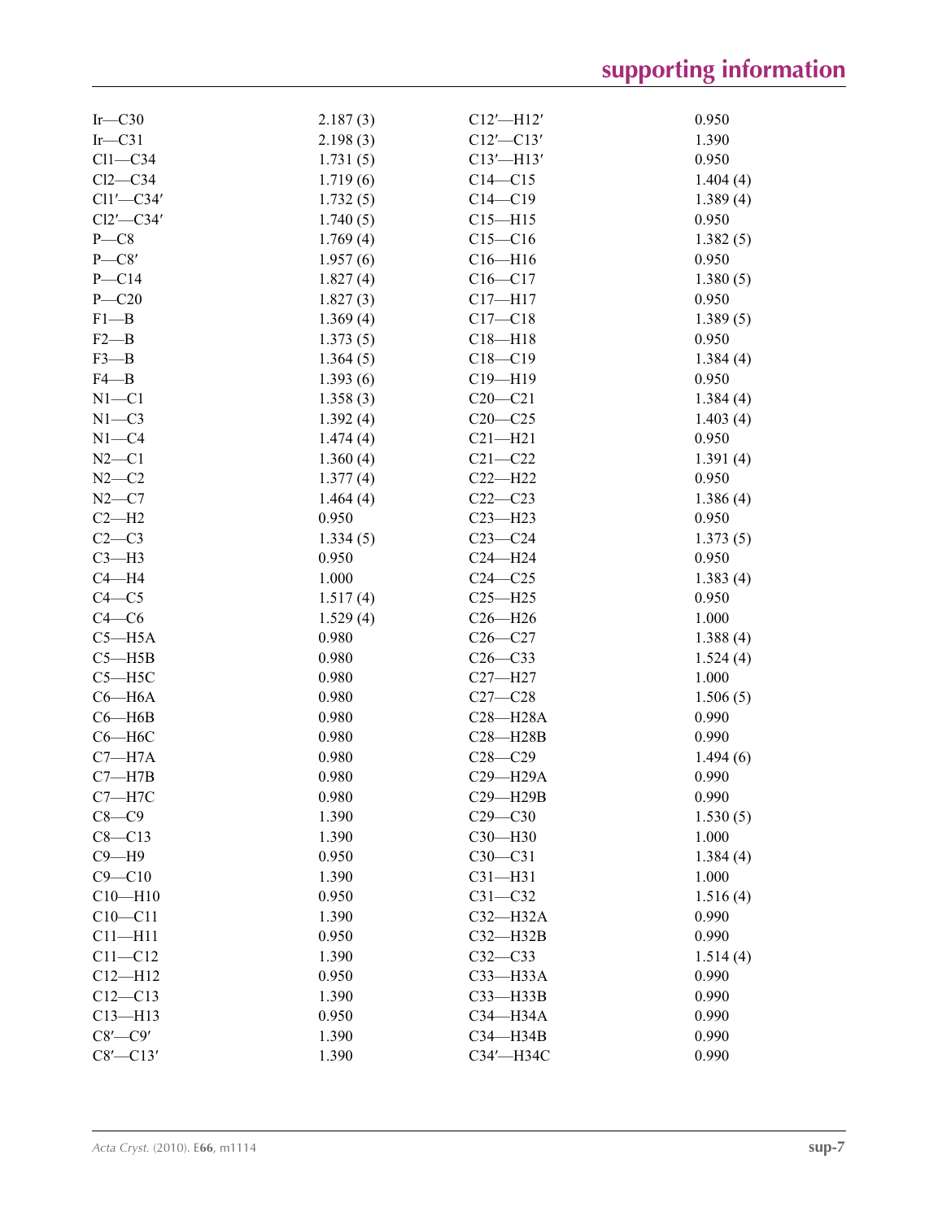| | | | |
|---|---|---|---|
| Ir—C30 | 2.187 (3) | C12′—H12′ | 0.950 |
| Ir—C31 | 2.198 (3) | C12′—C13′ | 1.390 |
| Cl1—C34 | 1.731 (5) | C13′—H13′ | 0.950 |
| Cl2—C34 | 1.719 (6) | C14—C15 | 1.404 (4) |
| Cl1′—C34′ | 1.732 (5) | C14—C19 | 1.389 (4) |
| Cl2′—C34′ | 1.740 (5) | C15—H15 | 0.950 |
| P—C8 | 1.769 (4) | C15—C16 | 1.382 (5) |
| P—C8′ | 1.957 (6) | C16—H16 | 0.950 |
| P—C14 | 1.827 (4) | C16—C17 | 1.380 (5) |
| P—C20 | 1.827 (3) | C17—H17 | 0.950 |
| F1—B | 1.369 (4) | C17—C18 | 1.389 (5) |
| F2—B | 1.373 (5) | C18—H18 | 0.950 |
| F3—B | 1.364 (5) | C18—C19 | 1.384 (4) |
| F4—B | 1.393 (6) | C19—H19 | 0.950 |
| N1—C1 | 1.358 (3) | C20—C21 | 1.384 (4) |
| N1—C3 | 1.392 (4) | C20—C25 | 1.403 (4) |
| N1—C4 | 1.474 (4) | C21—H21 | 0.950 |
| N2—C1 | 1.360 (4) | C21—C22 | 1.391 (4) |
| N2—C2 | 1.377 (4) | C22—H22 | 0.950 |
| N2—C7 | 1.464 (4) | C22—C23 | 1.386 (4) |
| C2—H2 | 0.950 | C23—H23 | 0.950 |
| C2—C3 | 1.334 (5) | C23—C24 | 1.373 (5) |
| C3—H3 | 0.950 | C24—H24 | 0.950 |
| C4—H4 | 1.000 | C24—C25 | 1.383 (4) |
| C4—C5 | 1.517 (4) | C25—H25 | 0.950 |
| C4—C6 | 1.529 (4) | C26—H26 | 1.000 |
| C5—H5A | 0.980 | C26—C27 | 1.388 (4) |
| C5—H5B | 0.980 | C26—C33 | 1.524 (4) |
| C5—H5C | 0.980 | C27—H27 | 1.000 |
| C6—H6A | 0.980 | C27—C28 | 1.506 (5) |
| C6—H6B | 0.980 | C28—H28A | 0.990 |
| C6—H6C | 0.980 | C28—H28B | 0.990 |
| C7—H7A | 0.980 | C28—C29 | 1.494 (6) |
| C7—H7B | 0.980 | C29—H29A | 0.990 |
| C7—H7C | 0.980 | C29—H29B | 0.990 |
| C8—C9 | 1.390 | C29—C30 | 1.530 (5) |
| C8—C13 | 1.390 | C30—H30 | 1.000 |
| C9—H9 | 0.950 | C30—C31 | 1.384 (4) |
| C9—C10 | 1.390 | C31—H31 | 1.000 |
| C10—H10 | 0.950 | C31—C32 | 1.516 (4) |
| C10—C11 | 1.390 | C32—H32A | 0.990 |
| C11—H11 | 0.950 | C32—H32B | 0.990 |
| C11—C12 | 1.390 | C32—C33 | 1.514 (4) |
| C12—H12 | 0.950 | C33—H33A | 0.990 |
| C12—C13 | 1.390 | C33—H33B | 0.990 |
| C13—H13 | 0.950 | C34—H34A | 0.990 |
| C8′—C9′ | 1.390 | C34—H34B | 0.990 |
| C8′—C13′ | 1.390 | C34′—H34C | 0.990 |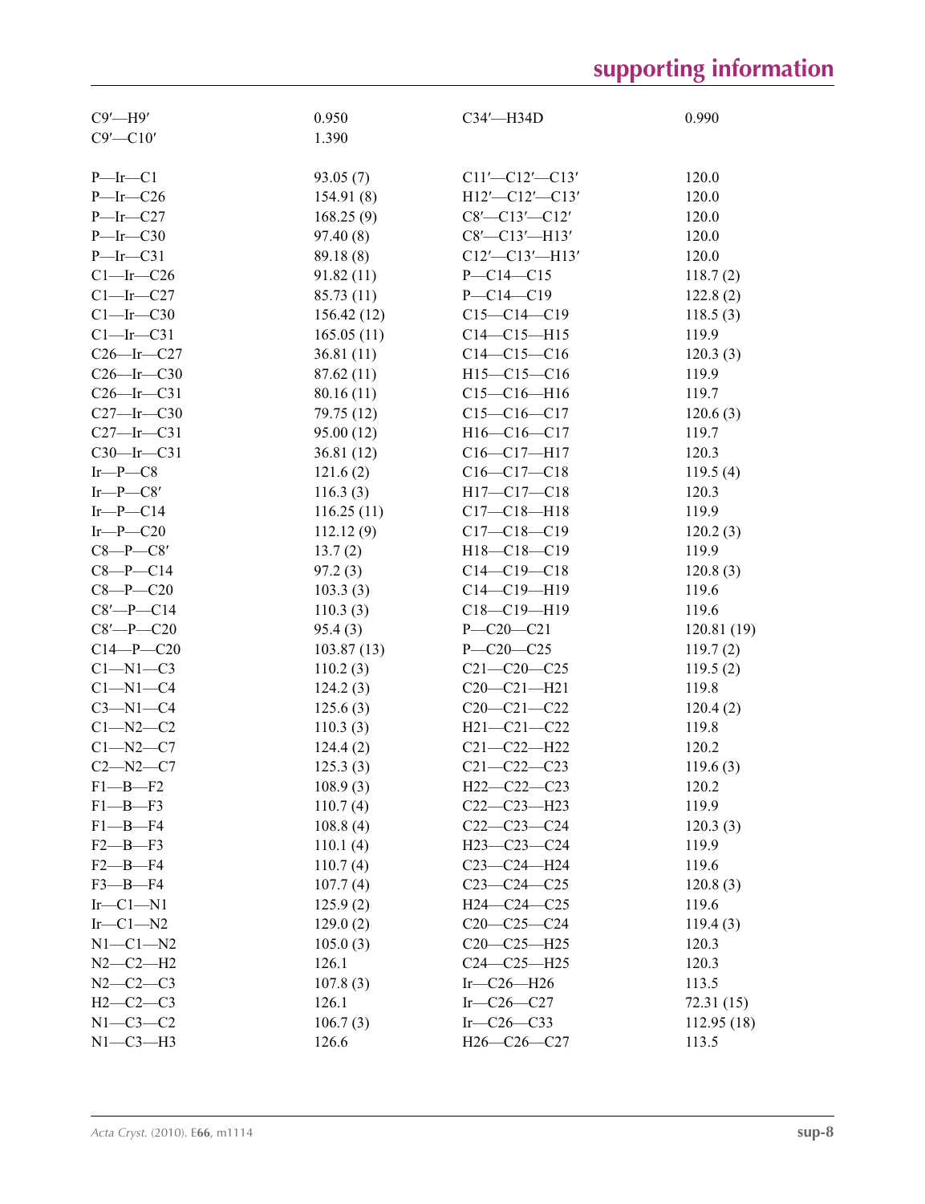| | | | |
|---|---|---|---|
| C9′—H9′ | 0.950 | C34′—H34D | 0.990 |
| C9′—C10′ | 1.390 | | |
| | | | |
| P—Ir—C1 | 93.05 (7) | C11′—C12′—C13′ | 120.0 |
| P—Ir—C26 | 154.91 (8) | H12′—C12′—C13′ | 120.0 |
| P—Ir—C27 | 168.25 (9) | C8′—C13′—C12′ | 120.0 |
| P—Ir—C30 | 97.40 (8) | C8′—C13′—H13′ | 120.0 |
| P—Ir—C31 | 89.18 (8) | C12′—C13′—H13′ | 120.0 |
| C1—Ir—C26 | 91.82 (11) | P—C14—C15 | 118.7 (2) |
| C1—Ir—C27 | 85.73 (11) | P—C14—C19 | 122.8 (2) |
| C1—Ir—C30 | 156.42 (12) | C15—C14—C19 | 118.5 (3) |
| C1—Ir—C31 | 165.05 (11) | C14—C15—H15 | 119.9 |
| C26—Ir—C27 | 36.81 (11) | C14—C15—C16 | 120.3 (3) |
| C26—Ir—C30 | 87.62 (11) | H15—C15—C16 | 119.9 |
| C26—Ir—C31 | 80.16 (11) | C15—C16—H16 | 119.7 |
| C27—Ir—C30 | 79.75 (12) | C15—C16—C17 | 120.6 (3) |
| C27—Ir—C31 | 95.00 (12) | H16—C16—C17 | 119.7 |
| C30—Ir—C31 | 36.81 (12) | C16—C17—H17 | 120.3 |
| Ir—P—C8 | 121.6 (2) | C16—C17—C18 | 119.5 (4) |
| Ir—P—C8′ | 116.3 (3) | H17—C17—C18 | 120.3 |
| Ir—P—C14 | 116.25 (11) | C17—C18—H18 | 119.9 |
| Ir—P—C20 | 112.12 (9) | C17—C18—C19 | 120.2 (3) |
| C8—P—C8′ | 13.7 (2) | H18—C18—C19 | 119.9 |
| C8—P—C14 | 97.2 (3) | C14—C19—C18 | 120.8 (3) |
| C8—P—C20 | 103.3 (3) | C14—C19—H19 | 119.6 |
| C8′—P—C14 | 110.3 (3) | C18—C19—H19 | 119.6 |
| C8′—P—C20 | 95.4 (3) | P—C20—C21 | 120.81 (19) |
| C14—P—C20 | 103.87 (13) | P—C20—C25 | 119.7 (2) |
| C1—N1—C3 | 110.2 (3) | C21—C20—C25 | 119.5 (2) |
| C1—N1—C4 | 124.2 (3) | C20—C21—H21 | 119.8 |
| C3—N1—C4 | 125.6 (3) | C20—C21—C22 | 120.4 (2) |
| C1—N2—C2 | 110.3 (3) | H21—C21—C22 | 119.8 |
| C1—N2—C7 | 124.4 (2) | C21—C22—H22 | 120.2 |
| C2—N2—C7 | 125.3 (3) | C21—C22—C23 | 119.6 (3) |
| F1—B—F2 | 108.9 (3) | H22—C22—C23 | 120.2 |
| F1—B—F3 | 110.7 (4) | C22—C23—H23 | 119.9 |
| F1—B—F4 | 108.8 (4) | C22—C23—C24 | 120.3 (3) |
| F2—B—F3 | 110.1 (4) | H23—C23—C24 | 119.9 |
| F2—B—F4 | 110.7 (4) | C23—C24—H24 | 119.6 |
| F3—B—F4 | 107.7 (4) | C23—C24—C25 | 120.8 (3) |
| Ir—C1—N1 | 125.9 (2) | H24—C24—C25 | 119.6 |
| Ir—C1—N2 | 129.0 (2) | C20—C25—C24 | 119.4 (3) |
| N1—C1—N2 | 105.0 (3) | C20—C25—H25 | 120.3 |
| N2—C2—H2 | 126.1 | C24—C25—H25 | 120.3 |
| N2—C2—C3 | 107.8 (3) | Ir—C26—H26 | 113.5 |
| H2—C2—C3 | 126.1 | Ir—C26—C27 | 72.31 (15) |
| N1—C3—C2 | 106.7 (3) | Ir—C26—C33 | 112.95 (18) |
| N1—C3—H3 | 126.6 | H26—C26—C27 | 113.5 |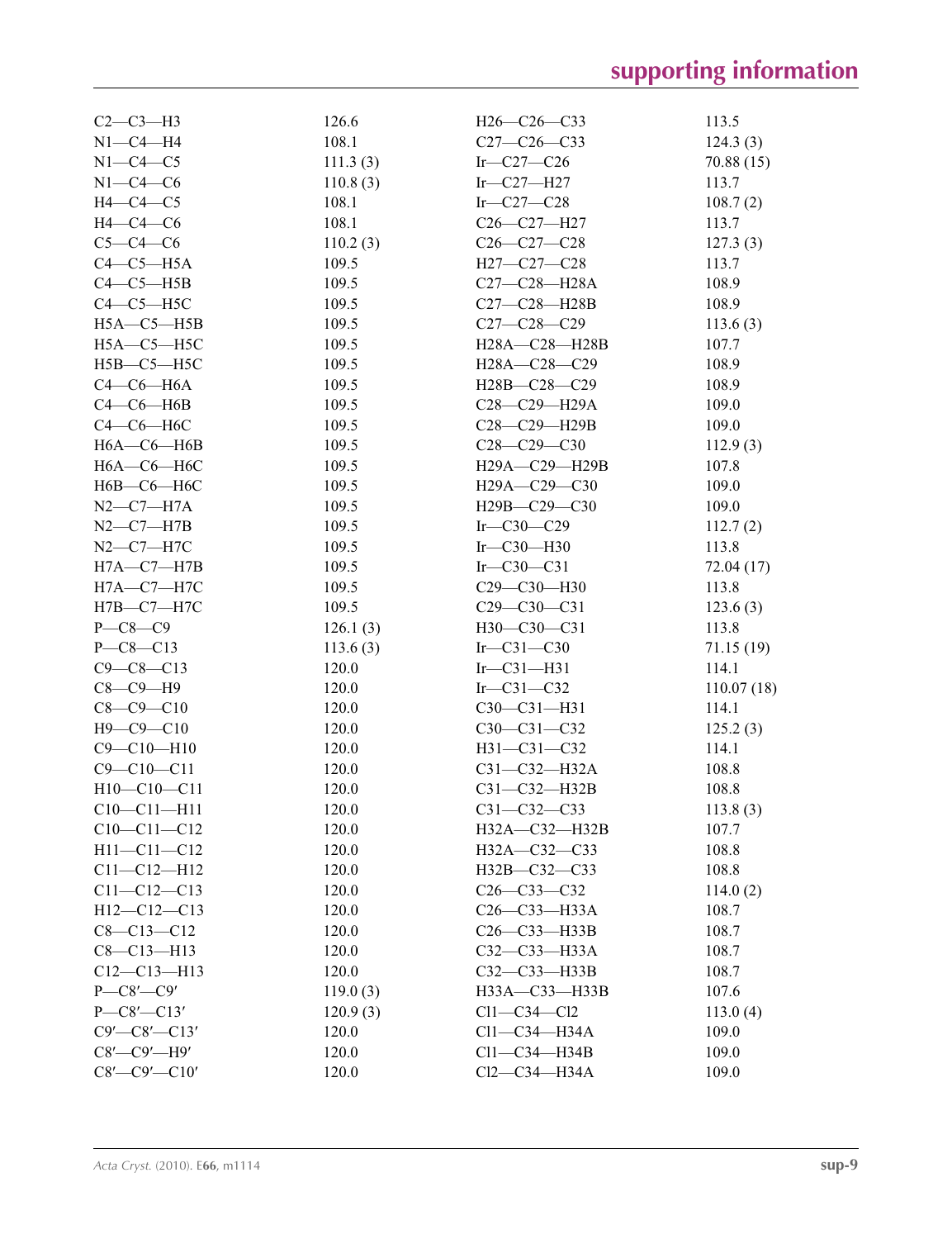| | | | |
|---|---|---|---|
| C2—C3—H3 | 126.6 | H26—C26—C33 | 113.5 |
| N1—C4—H4 | 108.1 | C27—C26—C33 | 124.3 (3) |
| N1—C4—C5 | 111.3 (3) | Ir—C27—C26 | 70.88 (15) |
| N1—C4—C6 | 110.8 (3) | Ir—C27—H27 | 113.7 |
| H4—C4—C5 | 108.1 | Ir—C27—C28 | 108.7 (2) |
| H4—C4—C6 | 108.1 | C26—C27—H27 | 113.7 |
| C5—C4—C6 | 110.2 (3) | C26—C27—C28 | 127.3 (3) |
| C4—C5—H5A | 109.5 | H27—C27—C28 | 113.7 |
| C4—C5—H5B | 109.5 | C27—C28—H28A | 108.9 |
| C4—C5—H5C | 109.5 | C27—C28—H28B | 108.9 |
| H5A—C5—H5B | 109.5 | C27—C28—C29 | 113.6 (3) |
| H5A—C5—H5C | 109.5 | H28A—C28—H28B | 107.7 |
| H5B—C5—H5C | 109.5 | H28A—C28—C29 | 108.9 |
| C4—C6—H6A | 109.5 | H28B—C28—C29 | 108.9 |
| C4—C6—H6B | 109.5 | C28—C29—H29A | 109.0 |
| C4—C6—H6C | 109.5 | C28—C29—H29B | 109.0 |
| H6A—C6—H6B | 109.5 | C28—C29—C30 | 112.9 (3) |
| H6A—C6—H6C | 109.5 | H29A—C29—H29B | 107.8 |
| H6B—C6—H6C | 109.5 | H29A—C29—C30 | 109.0 |
| N2—C7—H7A | 109.5 | H29B—C29—C30 | 109.0 |
| N2—C7—H7B | 109.5 | Ir—C30—C29 | 112.7 (2) |
| N2—C7—H7C | 109.5 | Ir—C30—H30 | 113.8 |
| H7A—C7—H7B | 109.5 | Ir—C30—C31 | 72.04 (17) |
| H7A—C7—H7C | 109.5 | C29—C30—H30 | 113.8 |
| H7B—C7—H7C | 109.5 | C29—C30—C31 | 123.6 (3) |
| P—C8—C9 | 126.1 (3) | H30—C30—C31 | 113.8 |
| P—C8—C13 | 113.6 (3) | Ir—C31—C30 | 71.15 (19) |
| C9—C8—C13 | 120.0 | Ir—C31—H31 | 114.1 |
| C8—C9—H9 | 120.0 | Ir—C31—C32 | 110.07 (18) |
| C8—C9—C10 | 120.0 | C30—C31—H31 | 114.1 |
| H9—C9—C10 | 120.0 | C30—C31—C32 | 125.2 (3) |
| C9—C10—H10 | 120.0 | H31—C31—C32 | 114.1 |
| C9—C10—C11 | 120.0 | C31—C32—H32A | 108.8 |
| H10—C10—C11 | 120.0 | C31—C32—H32B | 108.8 |
| C10—C11—H11 | 120.0 | C31—C32—C33 | 113.8 (3) |
| C10—C11—C12 | 120.0 | H32A—C32—H32B | 107.7 |
| H11—C11—C12 | 120.0 | H32A—C32—C33 | 108.8 |
| C11—C12—H12 | 120.0 | H32B—C32—C33 | 108.8 |
| C11—C12—C13 | 120.0 | C26—C33—C32 | 114.0 (2) |
| H12—C12—C13 | 120.0 | C26—C33—H33A | 108.7 |
| C8—C13—C12 | 120.0 | C26—C33—H33B | 108.7 |
| C8—C13—H13 | 120.0 | C32—C33—H33A | 108.7 |
| C12—C13—H13 | 120.0 | C32—C33—H33B | 108.7 |
| P—C8′—C9′ | 119.0 (3) | H33A—C33—H33B | 107.6 |
| P—C8′—C13′ | 120.9 (3) | Cl1—C34—Cl2 | 113.0 (4) |
| C9′—C8′—C13′ | 120.0 | Cl1—C34—H34A | 109.0 |
| C8′—C9′—H9′ | 120.0 | Cl1—C34—H34B | 109.0 |
| C8′—C9′—C10′ | 120.0 | Cl2—C34—H34A | 109.0 |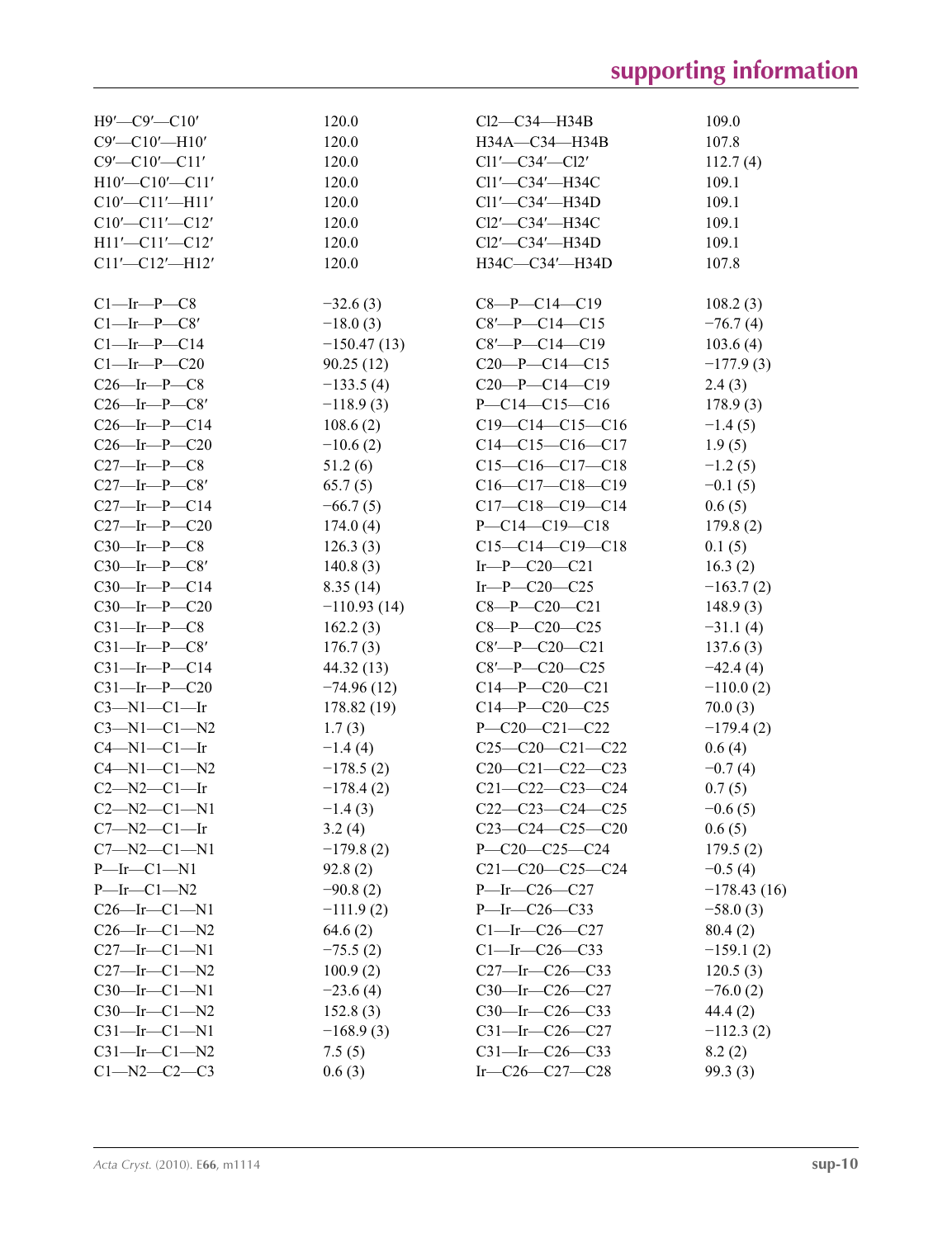| | | | |
|---|---|---|---|
| H9′—C9′—C10′ | 120.0 | Cl2—C34—H34B | 109.0 |
| C9′—C10′—H10′ | 120.0 | H34A—C34—H34B | 107.8 |
| C9′—C10′—C11′ | 120.0 | Cl1′—C34′—Cl2′ | 112.7 (4) |
| H10′—C10′—C11′ | 120.0 | Cl1′—C34′—H34C | 109.1 |
| C10′—C11′—H11′ | 120.0 | Cl1′—C34′—H34D | 109.1 |
| C10′—C11′—C12′ | 120.0 | Cl2′—C34′—H34C | 109.1 |
| H11′—C11′—C12′ | 120.0 | Cl2′—C34′—H34D | 109.1 |
| C11′—C12′—H12′ | 120.0 | H34C—C34′—H34D | 107.8 |
| | | | |
| C1—Ir—P—C8 | −32.6 (3) | C8—P—C14—C19 | 108.2 (3) |
| C1—Ir—P—C8′ | −18.0 (3) | C8′—P—C14—C15 | −76.7 (4) |
| C1—Ir—P—C14 | −150.47 (13) | C8′—P—C14—C19 | 103.6 (4) |
| C1—Ir—P—C20 | 90.25 (12) | C20—P—C14—C15 | −177.9 (3) |
| C26—Ir—P—C8 | −133.5 (4) | C20—P—C14—C19 | 2.4 (3) |
| C26—Ir—P—C8′ | −118.9 (3) | P—C14—C15—C16 | 178.9 (3) |
| C26—Ir—P—C14 | 108.6 (2) | C19—C14—C15—C16 | −1.4 (5) |
| C26—Ir—P—C20 | −10.6 (2) | C14—C15—C16—C17 | 1.9 (5) |
| C27—Ir—P—C8 | 51.2 (6) | C15—C16—C17—C18 | −1.2 (5) |
| C27—Ir—P—C8′ | 65.7 (5) | C16—C17—C18—C19 | −0.1 (5) |
| C27—Ir—P—C14 | −66.7 (5) | C17—C18—C19—C14 | 0.6 (5) |
| C27—Ir—P—C20 | 174.0 (4) | P—C14—C19—C18 | 179.8 (2) |
| C30—Ir—P—C8 | 126.3 (3) | C15—C14—C19—C18 | 0.1 (5) |
| C30—Ir—P—C8′ | 140.8 (3) | Ir—P—C20—C21 | 16.3 (2) |
| C30—Ir—P—C14 | 8.35 (14) | Ir—P—C20—C25 | −163.7 (2) |
| C30—Ir—P—C20 | −110.93 (14) | C8—P—C20—C21 | 148.9 (3) |
| C31—Ir—P—C8 | 162.2 (3) | C8—P—C20—C25 | −31.1 (4) |
| C31—Ir—P—C8′ | 176.7 (3) | C8′—P—C20—C21 | 137.6 (3) |
| C31—Ir—P—C14 | 44.32 (13) | C8′—P—C20—C25 | −42.4 (4) |
| C31—Ir—P—C20 | −74.96 (12) | C14—P—C20—C21 | −110.0 (2) |
| C3—N1—C1—Ir | 178.82 (19) | C14—P—C20—C25 | 70.0 (3) |
| C3—N1—C1—N2 | 1.7 (3) | P—C20—C21—C22 | −179.4 (2) |
| C4—N1—C1—Ir | −1.4 (4) | C25—C20—C21—C22 | 0.6 (4) |
| C4—N1—C1—N2 | −178.5 (2) | C20—C21—C22—C23 | −0.7 (4) |
| C2—N2—C1—Ir | −178.4 (2) | C21—C22—C23—C24 | 0.7 (5) |
| C2—N2—C1—N1 | −1.4 (3) | C22—C23—C24—C25 | −0.6 (5) |
| C7—N2—C1—Ir | 3.2 (4) | C23—C24—C25—C20 | 0.6 (5) |
| C7—N2—C1—N1 | −179.8 (2) | P—C20—C25—C24 | 179.5 (2) |
| P—Ir—C1—N1 | 92.8 (2) | C21—C20—C25—C24 | −0.5 (4) |
| P—Ir—C1—N2 | −90.8 (2) | P—Ir—C26—C27 | −178.43 (16) |
| C26—Ir—C1—N1 | −111.9 (2) | P—Ir—C26—C33 | −58.0 (3) |
| C26—Ir—C1—N2 | 64.6 (2) | C1—Ir—C26—C27 | 80.4 (2) |
| C27—Ir—C1—N1 | −75.5 (2) | C1—Ir—C26—C33 | −159.1 (2) |
| C27—Ir—C1—N2 | 100.9 (2) | C27—Ir—C26—C33 | 120.5 (3) |
| C30—Ir—C1—N1 | −23.6 (4) | C30—Ir—C26—C27 | −76.0 (2) |
| C30—Ir—C1—N2 | 152.8 (3) | C30—Ir—C26—C33 | 44.4 (2) |
| C31—Ir—C1—N1 | −168.9 (3) | C31—Ir—C26—C27 | −112.3 (2) |
| C31—Ir—C1—N2 | 7.5 (5) | C31—Ir—C26—C33 | 8.2 (2) |
| C1—N2—C2—C3 | 0.6 (3) | Ir—C26—C27—C28 | 99.3 (3) |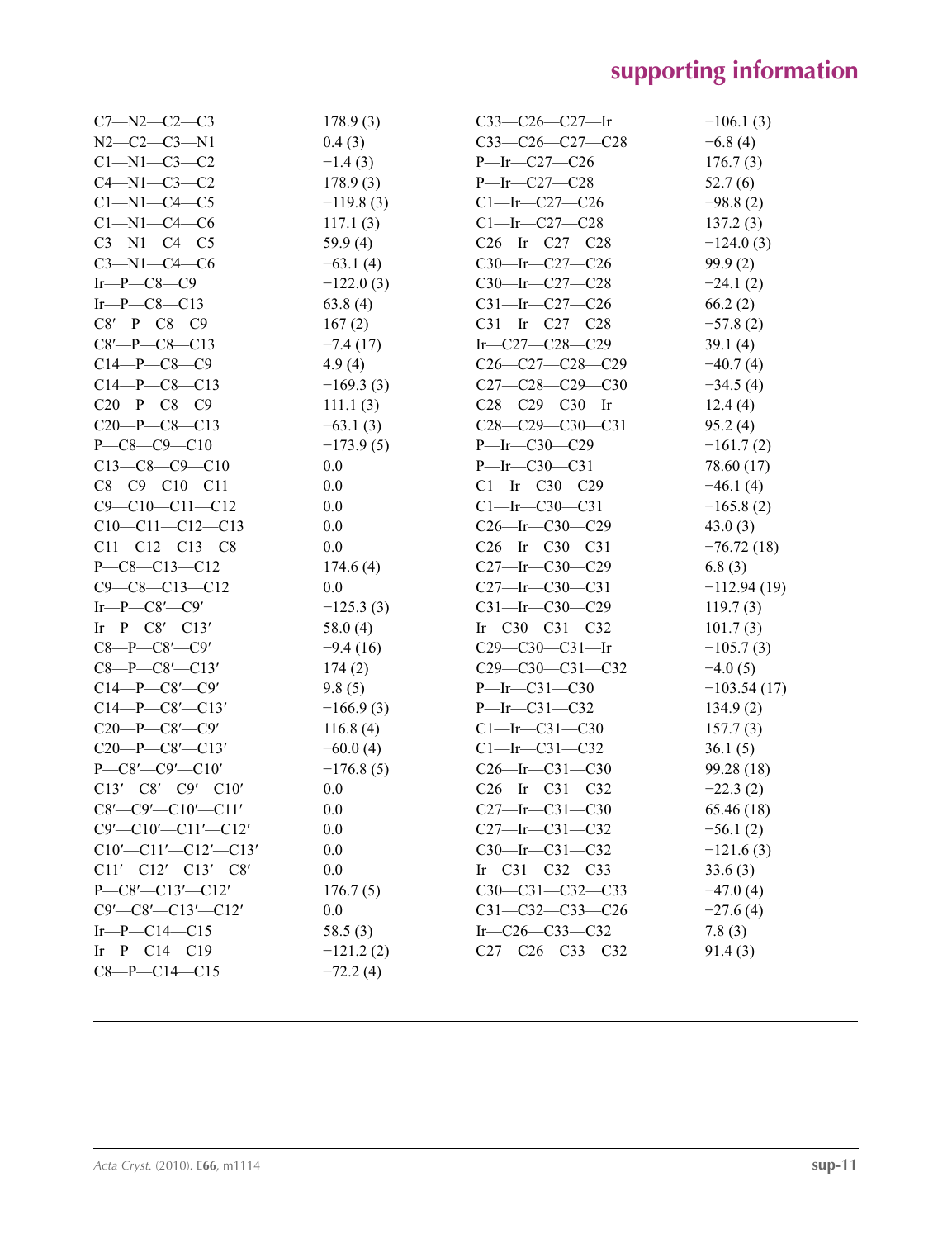| | | | |
|---|---|---|---|
| C7—N2—C2—C3 | 178.9 (3) | C33—C26—C27—Ir | −106.1 (3) |
| N2—C2—C3—N1 | 0.4 (3) | C33—C26—C27—C28 | −6.8 (4) |
| C1—N1—C3—C2 | −1.4 (3) | P—Ir—C27—C26 | 176.7 (3) |
| C4—N1—C3—C2 | 178.9 (3) | P—Ir—C27—C28 | 52.7 (6) |
| C1—N1—C4—C5 | −119.8 (3) | C1—Ir—C27—C26 | −98.8 (2) |
| C1—N1—C4—C6 | 117.1 (3) | C1—Ir—C27—C28 | 137.2 (3) |
| C3—N1—C4—C5 | 59.9 (4) | C26—Ir—C27—C28 | −124.0 (3) |
| C3—N1—C4—C6 | −63.1 (4) | C30—Ir—C27—C26 | 99.9 (2) |
| Ir—P—C8—C9 | −122.0 (3) | C30—Ir—C27—C28 | −24.1 (2) |
| Ir—P—C8—C13 | 63.8 (4) | C31—Ir—C27—C26 | 66.2 (2) |
| C8′—P—C8—C9 | 167 (2) | C31—Ir—C27—C28 | −57.8 (2) |
| C8′—P—C8—C13 | −7.4 (17) | Ir—C27—C28—C29 | 39.1 (4) |
| C14—P—C8—C9 | 4.9 (4) | C26—C27—C28—C29 | −40.7 (4) |
| C14—P—C8—C13 | −169.3 (3) | C27—C28—C29—C30 | −34.5 (4) |
| C20—P—C8—C9 | 111.1 (3) | C28—C29—C30—Ir | 12.4 (4) |
| C20—P—C8—C13 | −63.1 (3) | C28—C29—C30—C31 | 95.2 (4) |
| P—C8—C9—C10 | −173.9 (5) | P—Ir—C30—C29 | −161.7 (2) |
| C13—C8—C9—C10 | 0.0 | P—Ir—C30—C31 | 78.60 (17) |
| C8—C9—C10—C11 | 0.0 | C1—Ir—C30—C29 | −46.1 (4) |
| C9—C10—C11—C12 | 0.0 | C1—Ir—C30—C31 | −165.8 (2) |
| C10—C11—C12—C13 | 0.0 | C26—Ir—C30—C29 | 43.0 (3) |
| C11—C12—C13—C8 | 0.0 | C26—Ir—C30—C31 | −76.72 (18) |
| P—C8—C13—C12 | 174.6 (4) | C27—Ir—C30—C29 | 6.8 (3) |
| C9—C8—C13—C12 | 0.0 | C27—Ir—C30—C31 | −112.94 (19) |
| Ir—P—C8′—C9′ | −125.3 (3) | C31—Ir—C30—C29 | 119.7 (3) |
| Ir—P—C8′—C13′ | 58.0 (4) | Ir—C30—C31—C32 | 101.7 (3) |
| C8—P—C8′—C9′ | −9.4 (16) | C29—C30—C31—Ir | −105.7 (3) |
| C8—P—C8′—C13′ | 174 (2) | C29—C30—C31—C32 | −4.0 (5) |
| C14—P—C8′—C9′ | 9.8 (5) | P—Ir—C31—C30 | −103.54 (17) |
| C14—P—C8′—C13′ | −166.9 (3) | P—Ir—C31—C32 | 134.9 (2) |
| C20—P—C8′—C9′ | 116.8 (4) | C1—Ir—C31—C30 | 157.7 (3) |
| C20—P—C8′—C13′ | −60.0 (4) | C1—Ir—C31—C32 | 36.1 (5) |
| P—C8′—C9′—C10′ | −176.8 (5) | C26—Ir—C31—C30 | 99.28 (18) |
| C13′—C8′—C9′—C10′ | 0.0 | C26—Ir—C31—C32 | −22.3 (2) |
| C8′—C9′—C10′—C11′ | 0.0 | C27—Ir—C31—C30 | 65.46 (18) |
| C9′—C10′—C11′—C12′ | 0.0 | C27—Ir—C31—C32 | −56.1 (2) |
| C10′—C11′—C12′—C13′ | 0.0 | C30—Ir—C31—C32 | −121.6 (3) |
| C11′—C12′—C13′—C8′ | 0.0 | Ir—C31—C32—C33 | 33.6 (3) |
| P—C8′—C13′—C12′ | 176.7 (5) | C30—C31—C32—C33 | −47.0 (4) |
| C9′—C8′—C13′—C12′ | 0.0 | C31—C32—C33—C26 | −27.6 (4) |
| Ir—P—C14—C15 | 58.5 (3) | Ir—C26—C33—C32 | 7.8 (3) |
| Ir—P—C14—C19 | −121.2 (2) | C27—C26—C33—C32 | 91.4 (3) |
| C8—P—C14—C15 | −72.2 (4) | | |